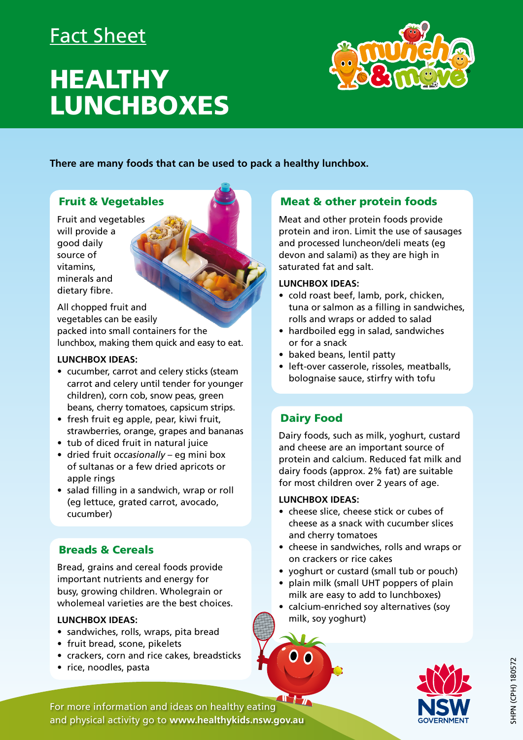Fact Sheet

# HEALTHY LUNCHBOXES

**There are many foods that can be used to pack a healthy lunchbox.**

## Fruit & Vegetables

Fruit and vegetables will provide a good daily source of vitamins, minerals and dietary fibre.

All chopped fruit and vegetables can be easily packed into small containers for the lunchbox, making them quick and easy to eat.

**LUNCHBOX IDEAS:**

- cucumber, carrot and celery sticks (steam carrot and celery until tender for younger children), corn cob, snow peas, green beans, cherry tomatoes, capsicum strips.
- fresh fruit eg apple, pear, kiwi fruit, strawberries, orange, grapes and bananas
- tub of diced fruit in natural juice
- dried fruit *occasionally* – eg mini box of sultanas or a few dried apricots or apple rings
- salad filling in a sandwich, wrap or roll (eg lettuce, grated carrot, avocado, cucumber)

## Breads & Cereals

Bread, grains and cereal foods provide important nutrients and energy for busy, growing children. Wholegrain or wholemeal varieties are the best choices.

**LUNCHBOX IDEAS:**

- sandwiches, rolls, wraps, pita bread
- fruit bread, scone, pikelets
- crackers, corn and rice cakes, breadsticks
- rice, noodles, pasta

## Meat & other protein foods

Meat and other protein foods provide protein and iron. Limit the use of sausages and processed luncheon/deli meats (eg devon and salami) as they are high in saturated fat and salt.

**LUNCHBOX IDEAS:**

- cold roast beef, lamb, pork, chicken, tuna or salmon as a filling in sandwiches, rolls and wraps or added to salad
- hardboiled egg in salad, sandwiches or for a snack
- baked beans, lentil patty
- left-over casserole, rissoles, meatballs, bolognaise sauce, stirfry with tofu

## Dairy Food

Dairy foods, such as milk, yoghurt, custard and cheese are an important source of protein and calcium. Reduced fat milk and dairy foods (approx. 2% fat) are suitable for most children over 2 years of age.

**LUNCHBOX IDEAS:**

- cheese slice, cheese stick or cubes of cheese as a snack with cucumber slices and cherry tomatoes
- cheese in sandwiches, rolls and wraps or on crackers or rice cakes
- yoghurt or custard (small tub or pouch)
- plain milk (small UHT poppers of plain milk are easy to add to lunchboxes)
- calcium-enriched soy alternatives (soy milk, soy yoghurt)

For more information and ideas on healthy eating and physical activity go to **www.healthykids.nsw.gov.au**

SHPN (CPH) 180572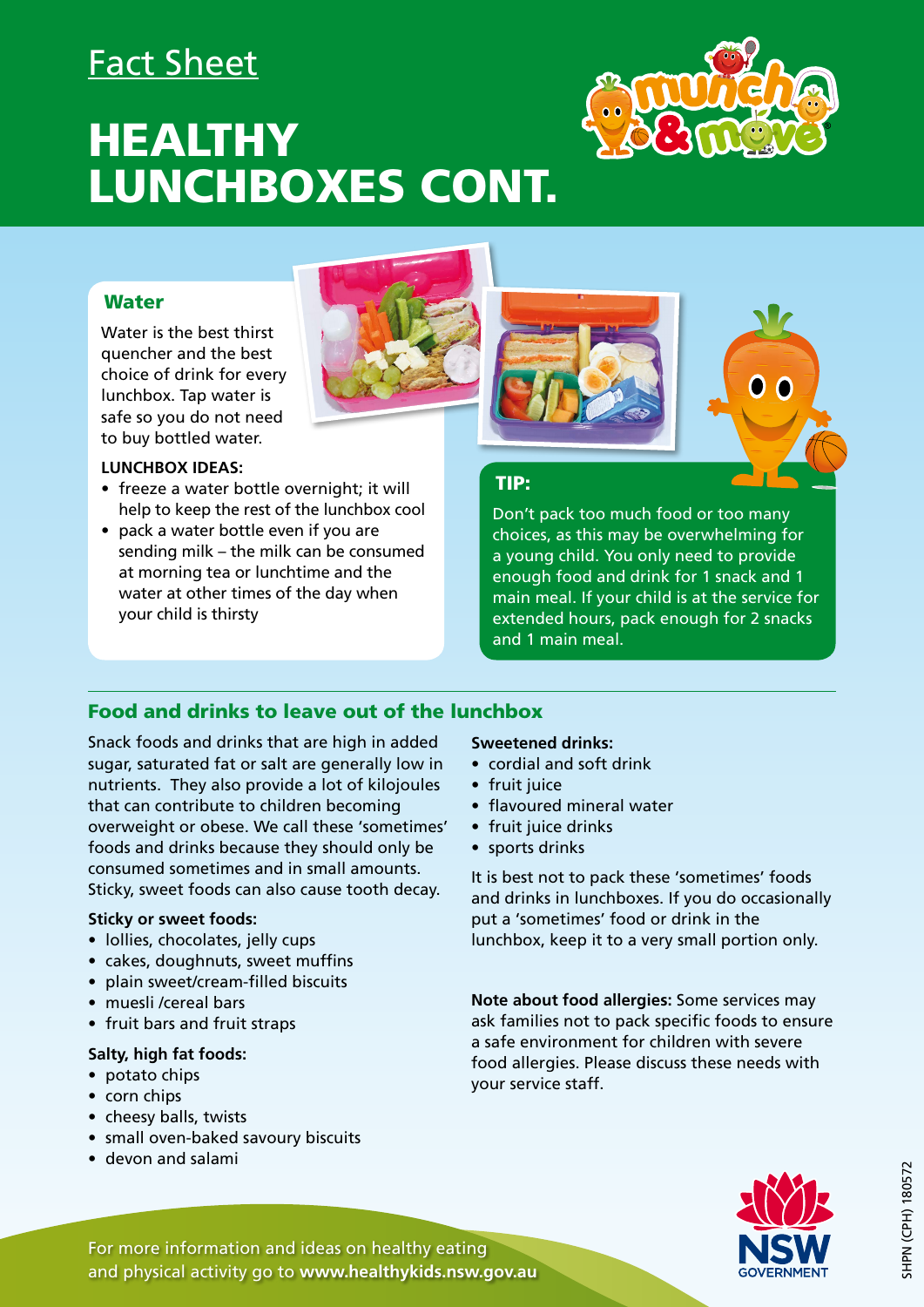Fact Sheet

# HEALTHY LUNCHBOXES CONT.

## Water

Water is the best thirst quencher and the best choice of drink for every lunchbox. Tap water is safe so you do not need to buy bottled water.

**LUNCHBOX IDEAS:**

- freeze a water bottle overnight; it will help to keep the rest of the lunchbox cool
- pack a water bottle even if you are sending milk – the milk can be consumed at morning tea or lunchtime and the water at other times of the day when your child is thirsty

## TIP:

Don't pack too much food or too many choices, as this may be overwhelming for a young child. You only need to provide enough food and drink for 1 snack and 1 main meal. If your child is at the service for extended hours, pack enough for 2 snacks and 1 main meal.

## Food and drinks to leave out of the lunchbox

Snack foods and drinks that are high in added sugar, saturated fat or salt are generally low in nutrients. They also provide a lot of kilojoules that can contribute to children becoming overweight or obese. We call these 'sometimes' foods and drinks because they should only be consumed sometimes and in small amounts. Sticky, sweet foods can also cause tooth decay.

**Sticky or sweet foods:**

- lollies, chocolates, jelly cups
- cakes, doughnuts, sweet muffins
- plain sweet/cream-filled biscuits
- muesli /cereal bars
- fruit bars and fruit straps

**Salty, high fat foods:**

- potato chips
- corn chips
- cheesy balls, twists
- small oven-baked savoury biscuits
- devon and salami

**Sweetened drinks:**

- cordial and soft drink
- fruit juice
- flavoured mineral water
- fruit juice drinks
- sports drinks

It is best not to pack these 'sometimes' foods and drinks in lunchboxes. If you do occasionally put a 'sometimes' food or drink in the lunchbox, keep it to a very small portion only.

**Note about food allergies:** Some services may ask families not to pack specific foods to ensure a safe environment for children with severe food allergies. Please discuss these needs with your service staff.

For more information and ideas on healthy eating and physical activity go to **www.healthykids.nsw.gov.au**

SHPN (CPH) 180572